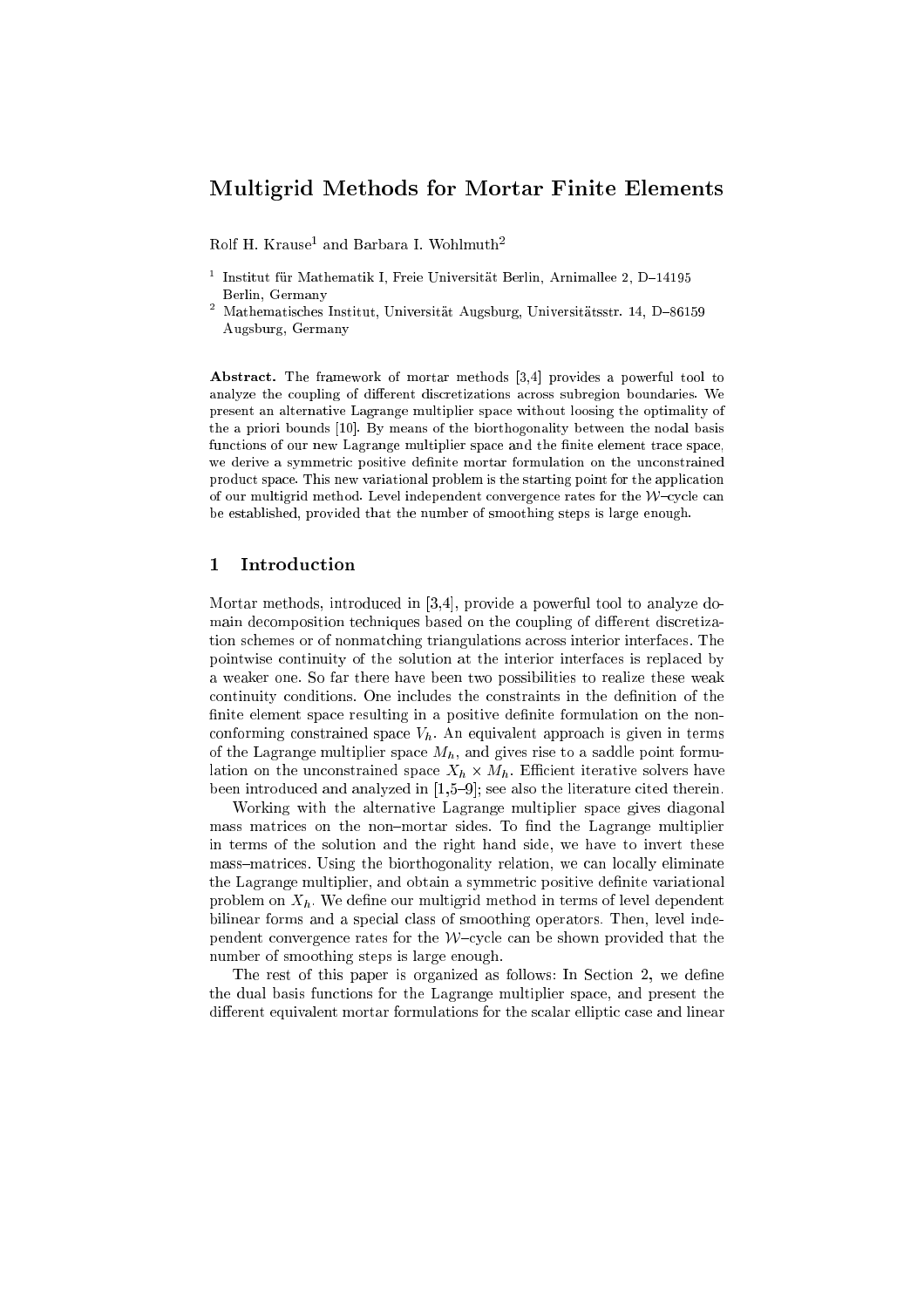# Multigrid Methods for Mortar Finite Elements

Rolf H. Krause[1] and Barbara I. Wohlmuth[2]

[1] Institut für Mathematik I, Freie Universität Berlin, Arnimallee 2, D–14195 Berlin, Germany

[2] Mathematisches Institut, Universität Augsburg, Universitätsstr. 14, D–86159 Augsburg, Germany

**Abstract.** The framework of mortar methods [3,4] provides a powerful tool to analyze the coupling of different discretizations across subregion boundaries. We present an alternative Lagrange multiplier space without loosing the optimality of the a priori bounds [10]. By means of the biorthogonality between the nodal basis functions of our new Lagrange multiplier space and the finite element trace space, we derive a symmetric positive definite mortar formulation on the unconstrained product space. This new variational problem is the starting point for the application of our multigrid method. Level independent convergence rates for the $\mathcal{W}$–cycle can be established, provided that the number of smoothing steps is large enough.

## 1 Introduction

Mortar methods, introduced in [3,4], provide a powerful tool to analyze domain decomposition techniques based on the coupling of different discretization schemes or of nonmatching triangulations across interior interfaces. The pointwise continuity of the solution at the interior interfaces is replaced by a weaker one. So far there have been two possibilities to realize these weak continuity conditions. One includes the constraints in the definition of the finite element space resulting in a positive definite formulation on the nonconforming constrained space $V_h$. An equivalent approach is given in terms of the Lagrange multiplier space $M_h$, and gives rise to a saddle point formulation on the unconstrained space $X_h \times M_h$. Efficient iterative solvers have been introduced and analyzed in [1,5–9]; see also the literature cited therein.

Working with the alternative Lagrange multiplier space gives diagonal mass matrices on the non–mortar sides. To find the Lagrange multiplier in terms of the solution and the right hand side, we have to invert these mass–matrices. Using the biorthogonality relation, we can locally eliminate the Lagrange multiplier, and obtain a symmetric positive definite variational problem on $X_h$. We define our multigrid method in terms of level dependent bilinear forms and a special class of smoothing operators. Then, level independent convergence rates for the $\mathcal{W}$–cycle can be shown provided that the number of smoothing steps is large enough.

The rest of this paper is organized as follows: In Section 2, we define the dual basis functions for the Lagrange multiplier space, and present the different equivalent mortar formulations for the scalar elliptic case and linear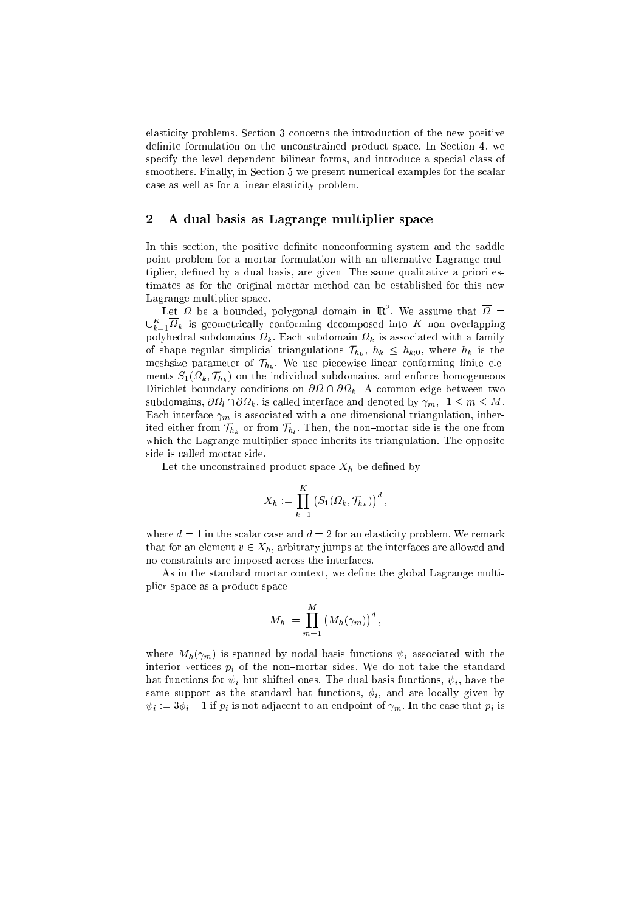elasticity problems. Section 3 concerns the introduction of the new positive definite formulation on the unconstrained product space. In Section 4, we specify the level dependent bilinear forms, and introduce a special class of smoothers. Finally, in Section 5 we present numerical examples for the scalar case as well as for a linear elasticity problem.

## 2 A dual basis as Lagrange multiplier space

In this section, the positive definite nonconforming system and the saddle point problem for a mortar formulation with an alternative Lagrange multiplier, defined by a dual basis, are given. The same qualitative a priori estimates as for the original mortar method can be established for this new Lagrange multiplier space.

Let $\Omega$ be a bounded, polygonal domain in $\mathbb{R}^2$. We assume that $\overline{\Omega} = \cup_{k=1}^{K} \overline{\Omega}_k$ is geometrically conforming decomposed into $K$ non–overlapping polyhedral subdomains $\Omega_k$. Each subdomain $\Omega_k$ is associated with a family of shape regular simplicial triangulations $\mathcal{T}_{h_k}$, $h_k \leq h_{k;0}$, where $h_k$ is the meshsize parameter of $\mathcal{T}_{h_k}$. We use piecewise linear conforming finite elements $S_1(\Omega_k, \mathcal{T}_{h_k})$ on the individual subdomains, and enforce homogeneous Dirichlet boundary conditions on $\partial\Omega \cap \partial\Omega_k$. A common edge between two subdomains, $\partial\Omega_l \cap \partial\Omega_k$, is called interface and denoted by $\gamma_m$, $1 \leq m \leq M$. Each interface $\gamma_m$ is associated with a one dimensional triangulation, inherited either from $\mathcal{T}_{h_k}$ or from $\mathcal{T}_{h_l}$. Then, the non–mortar side is the one from which the Lagrange multiplier space inherits its triangulation. The opposite side is called mortar side.

Let the unconstrained product space $X_h$ be defined by

$$X_h := \prod_{k=1}^{K} \left( S_1(\Omega_k, \mathcal{T}_{h_k}) \right)^d,$$

where $d = 1$ in the scalar case and $d = 2$ for an elasticity problem. We remark that for an element $v \in X_h$, arbitrary jumps at the interfaces are allowed and no constraints are imposed across the interfaces.

As in the standard mortar context, we define the global Lagrange multiplier space as a product space

$$M_h := \prod_{m=1}^{M} \left( M_h(\gamma_m) \right)^d,$$

where $M_h(\gamma_m)$ is spanned by nodal basis functions $\psi_i$ associated with the interior vertices $p_i$ of the non–mortar sides. We do not take the standard hat functions for $\psi_i$ but shifted ones. The dual basis functions, $\psi_i$, have the same support as the standard hat functions, $\phi_i$, and are locally given by $\psi_i := 3\phi_i - 1$ if $p_i$ is not adjacent to an endpoint of $\gamma_m$. In the case that $p_i$ is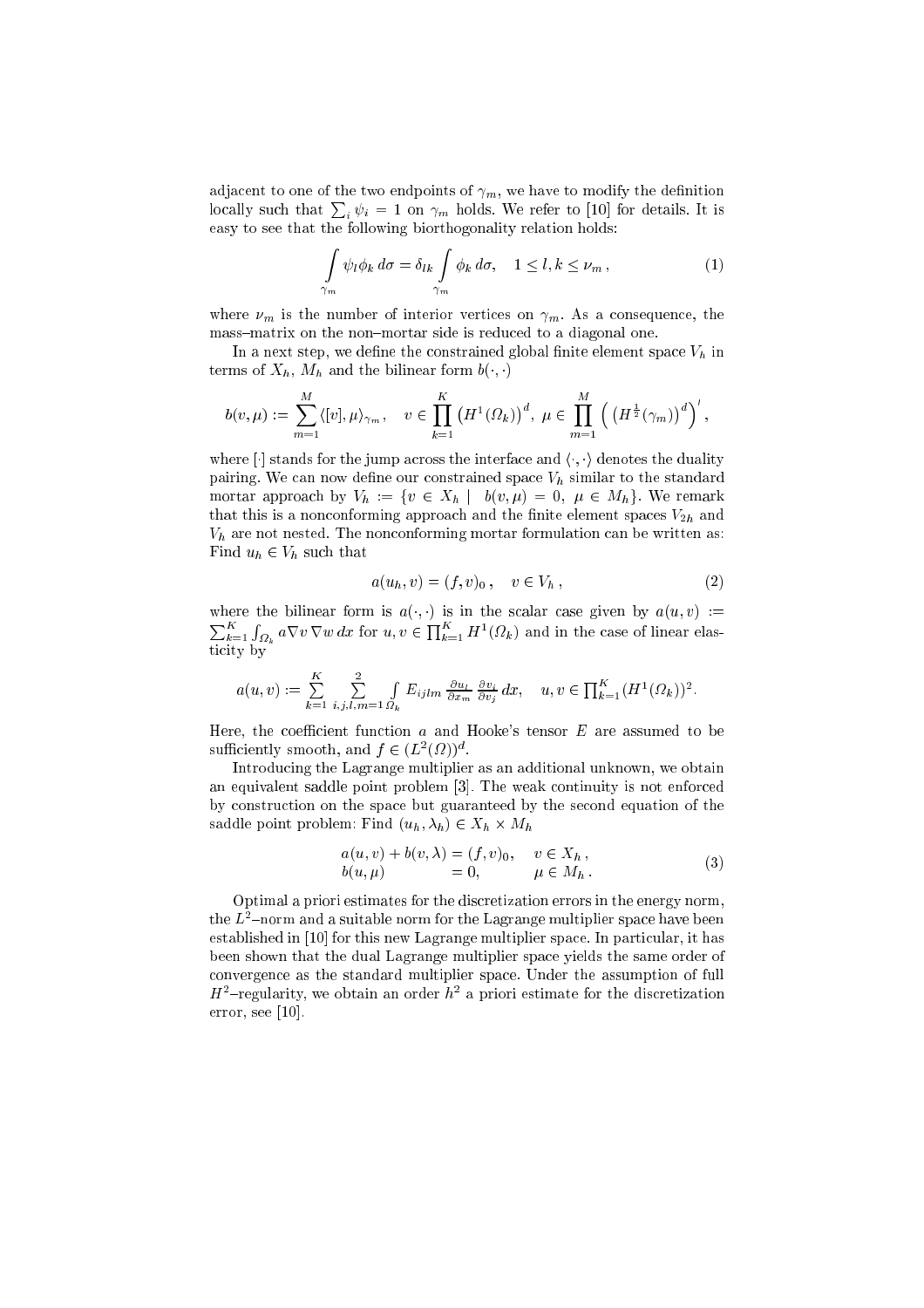adjacent to one of the two endpoints of $\gamma_m$, we have to modify the definition locally such that $\sum_i \psi_i = 1$ on $\gamma_m$ holds. We refer to [10] for details. It is easy to see that the following biorthogonality relation holds:

$$\int_{\gamma_m} \psi_l \phi_k \, d\sigma = \delta_{lk} \int_{\gamma_m} \phi_k \, d\sigma, \quad 1 \leq l, k \leq \nu_m \,, \tag{1}$$

where $\nu_m$ is the number of interior vertices on $\gamma_m$. As a consequence, the mass–matrix on the non–mortar side is reduced to a diagonal one.

In a next step, we define the constrained global finite element space $V_h$ in terms of $X_h$, $M_h$ and the bilinear form $b(\cdot, \cdot)$

$$b(v, \mu) := \sum_{m=1}^{M} \langle [v], \mu \rangle_{\gamma_m}, \quad v \in \prod_{k=1}^{K} \left(H^1(\Omega_k)\right)^d, \; \mu \in \prod_{m=1}^{M} \left( \left(H^{\frac{1}{2}}(\gamma_m)\right)^d \right)',$$

where $[\cdot]$ stands for the jump across the interface and $\langle \cdot, \cdot \rangle$ denotes the duality pairing. We can now define our constrained space $V_h$ similar to the standard mortar approach by $V_h := \{v \in X_h \mid \; b(v, \mu) = 0, \; \mu \in M_h\}$. We remark that this is a nonconforming approach and the finite element spaces $V_{2h}$ and $V_h$ are not nested. The nonconforming mortar formulation can be written as: Find $u_h \in V_h$ such that

$$a(u_h, v) = (f, v)_0 \,, \quad v \in V_h \,, \tag{2}$$

where the bilinear form is $a(\cdot, \cdot)$ is in the scalar case given by $a(u, v) := \sum_{k=1}^{K} \int_{\Omega_k} a \nabla v \, \nabla w \, dx$ for $u, v \in \prod_{k=1}^{K} H^1(\Omega_k)$ and in the case of linear elasticity by

$$a(u, v) := \sum_{k=1}^{K} \sum_{i,j,l,m=1}^{2} \int_{\Omega_k} E_{ijlm} \frac{\partial u_l}{\partial x_m} \frac{\partial v_i}{\partial v_j} \, dx, \quad u, v \in \prod_{k=1}^{K} (H^1(\Omega_k))^2.$$

Here, the coefficient function $a$ and Hooke's tensor $E$ are assumed to be sufficiently smooth, and $f \in (L^2(\Omega))^d$.

Introducing the Lagrange multiplier as an additional unknown, we obtain an equivalent saddle point problem [3]. The weak continuity is not enforced by construction on the space but guaranteed by the second equation of the saddle point problem: Find $(u_h, \lambda_h) \in X_h \times M_h$

$$\begin{aligned} a(u, v) + b(v, \lambda) &= (f, v)_0, \quad && v \in X_h \,, \\ b(u, \mu) &= 0, && \mu \in M_h \,. \end{aligned} \tag{3}$$

Optimal a priori estimates for the discretization errors in the energy norm, the $L^2$–norm and a suitable norm for the Lagrange multiplier space have been established in [10] for this new Lagrange multiplier space. In particular, it has been shown that the dual Lagrange multiplier space yields the same order of convergence as the standard multiplier space. Under the assumption of full $H^2$–regularity, we obtain an order $h^2$ a priori estimate for the discretization error, see [10].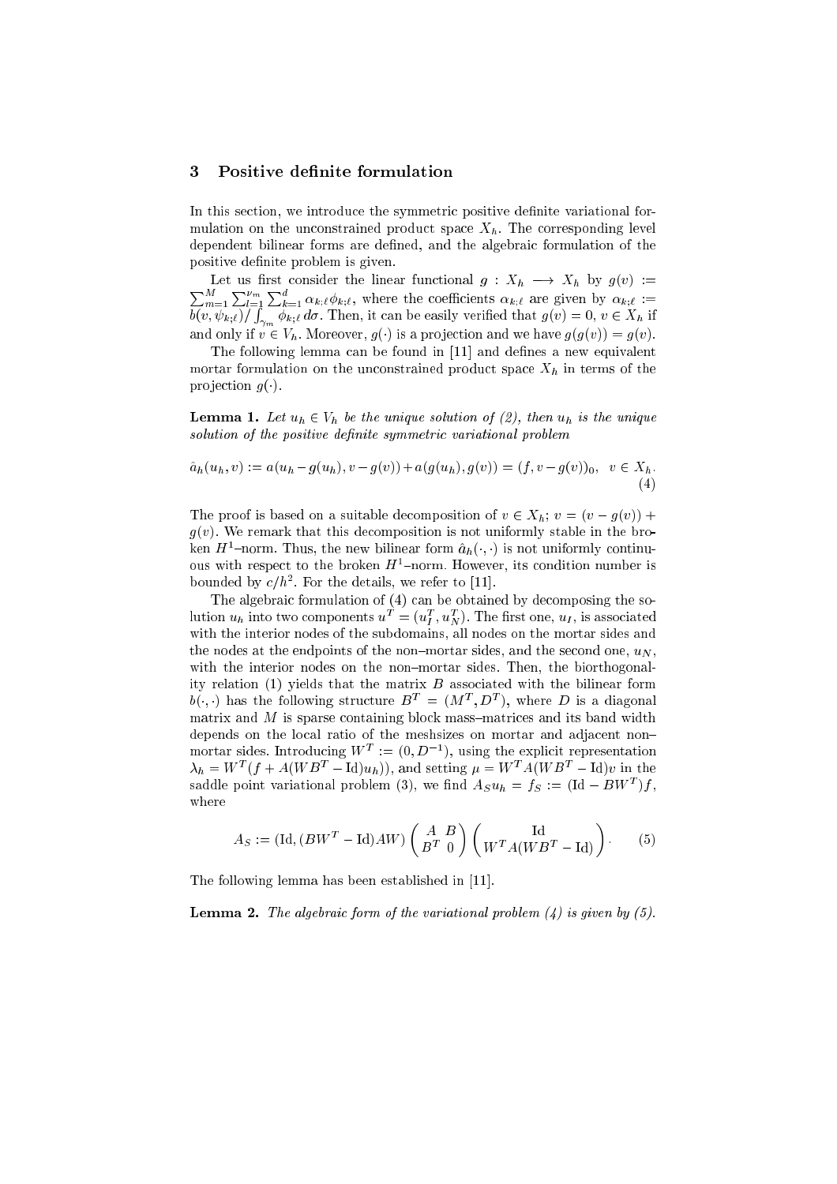## 3 Positive definite formulation

In this section, we introduce the symmetric positive definite variational formulation on the unconstrained product space $X_h$. The corresponding level dependent bilinear forms are defined, and the algebraic formulation of the positive definite problem is given.

Let us first consider the linear functional $g : X_h \longrightarrow X_h$ by $g(v) := \sum_{m=1}^{M} \sum_{l=1}^{\nu_m} \sum_{k=1}^{d} \alpha_{k;\ell} \phi_{k;\ell}$, where the coefficients $\alpha_{k;\ell}$ are given by $\alpha_{k;\ell} := b(v, \psi_{k;\ell}) / \int_{\gamma_m} \phi_{k;\ell} \, d\sigma$. Then, it can be easily verified that $g(v) = 0$, $v \in X_h$ if and only if $v \in V_h$. Moreover, $g(\cdot)$ is a projection and we have $g(g(v)) = g(v)$.

The following lemma can be found in [11] and defines a new equivalent mortar formulation on the unconstrained product space $X_h$ in terms of the projection $g(\cdot)$.

**Lemma 1.** *Let $u_h \in V_h$ be the unique solution of (2), then $u_h$ is the unique solution of the positive definite symmetric variational problem*

$$\hat{a}_h(u_h, v) := a(u_h - g(u_h), v - g(v)) + a(g(u_h), g(v)) = (f, v - g(v))_0, \quad v \in X_h. \tag{4}$$

The proof is based on a suitable decomposition of $v \in X_h$; $v = (v - g(v)) + g(v)$. We remark that this decomposition is not uniformly stable in the broken $H^1$–norm. Thus, the new bilinear form $\hat{a}_h(\cdot, \cdot)$ is not uniformly continuous with respect to the broken $H^1$–norm. However, its condition number is bounded by $c/h^2$. For the details, we refer to [11].

The algebraic formulation of (4) can be obtained by decomposing the solution $u_h$ into two components $u^T = (u_I^T, u_N^T)$. The first one, $u_I$, is associated with the interior nodes of the subdomains, all nodes on the mortar sides and the nodes at the endpoints of the non–mortar sides, and the second one, $u_N$, with the interior nodes on the non–mortar sides. Then, the biorthogonality relation (1) yields that the matrix $B$ associated with the bilinear form $b(\cdot, \cdot)$ has the following structure $B^T = (M^T, D^T)$, where $D$ is a diagonal matrix and $M$ is sparse containing block mass–matrices and its band width depends on the local ratio of the meshsizes on mortar and adjacent non–mortar sides. Introducing $W^T := (0, D^{-1})$, using the explicit representation $\lambda_h = W^T(f + A(WB^T - \mathrm{Id})u_h))$, and setting $\mu = W^T A(WB^T - \mathrm{Id})v$ in the saddle point variational problem (3), we find $A_S u_h = f_S := (\mathrm{Id} - BW^T)f$, where

$$A_S := (\mathrm{Id}, (BW^T - \mathrm{Id})AW) \begin{pmatrix} A & B \\ B^T & 0 \end{pmatrix} \begin{pmatrix} \mathrm{Id} \\ W^T A(WB^T - \mathrm{Id}) \end{pmatrix}. \tag{5}$$

The following lemma has been established in [11].

**Lemma 2.** *The algebraic form of the variational problem (4) is given by (5).*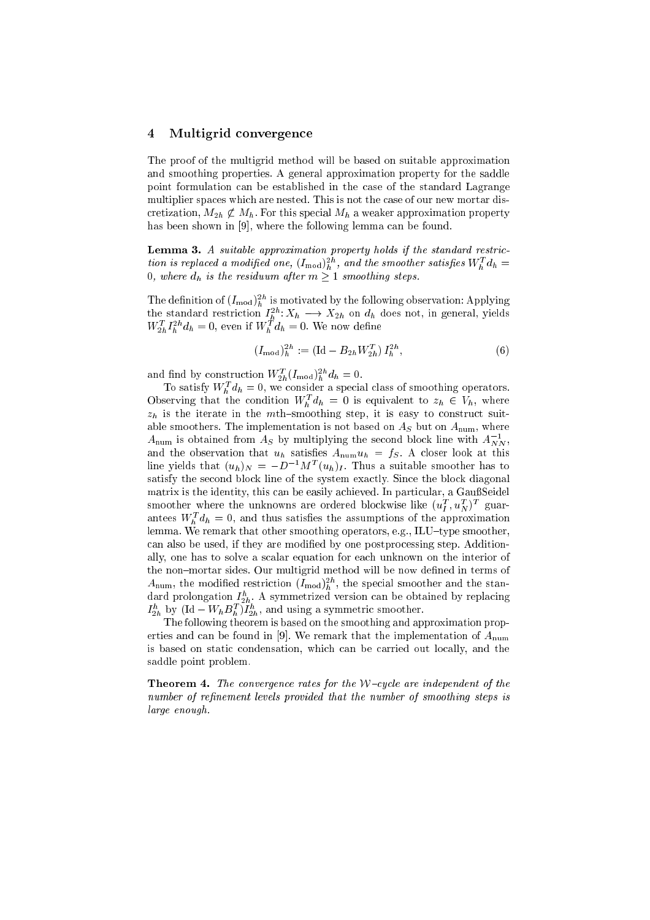## 4 Multigrid convergence

The proof of the multigrid method will be based on suitable approximation and smoothing properties. A general approximation property for the saddle point formulation can be established in the case of the standard Lagrange multiplier spaces which are nested. This is not the case of our new mortar discretization, $M_{2h} \not\subset M_h$. For this special $M_h$ a weaker approximation property has been shown in [9], where the following lemma can be found.

**Lemma 3.** *A suitable approximation property holds if the standard restriction is replaced a modified one, $(I_{\text{mod}})_h^{2h}$, and the smoother satisfies $W_h^T d_h = 0$, where $d_h$ is the residuum after $m \geq 1$ smoothing steps.*

The definition of $(I_{\text{mod}})_h^{2h}$ is motivated by the following observation: Applying the standard restriction $I_h^{2h}: X_h \longrightarrow X_{2h}$ on $d_h$ does not, in general, yields $W_{2h}^T I_h^{2h} d_h = 0$, even if $W_h^T d_h = 0$. We now define

$$(I_{\text{mod}})_h^{2h} := (\text{Id} - B_{2h} W_{2h}^T)\, I_h^{2h}, \tag{6}$$

and find by construction $W_{2h}^T (I_{\text{mod}})_h^{2h} d_h = 0$.

To satisfy $W_h^T d_h = 0$, we consider a special class of smoothing operators. Observing that the condition $W_h^T d_h = 0$ is equivalent to $z_h \in V_h$, where $z_h$ is the iterate in the $m$th–smoothing step, it is easy to construct suitable smoothers. The implementation is not based on $A_S$ but on $A_{\text{num}}$, where $A_{\text{num}}$ is obtained from $A_S$ by multiplying the second block line with $A_{NN}^{-1}$, and the observation that $u_h$ satisfies $A_{\text{num}} u_h = f_S$. A closer look at this line yields that $(u_h)_N = -D^{-1} M^T (u_h)_I$. Thus a suitable smoother has to satisfy the second block line of the system exactly. Since the block diagonal matrix is the identity, this can be easily achieved. In particular, a GaußSeidel smoother where the unknowns are ordered blockwise like $(u_I^T, u_N^T)^T$ guarantees $W_h^T d_h = 0$, and thus satisfies the assumptions of the approximation lemma. We remark that other smoothing operators, e.g., ILU–type smoother, can also be used, if they are modified by one postprocessing step. Additionally, one has to solve a scalar equation for each unknown on the interior of the non–mortar sides. Our multigrid method will be now defined in terms of $A_{\text{num}}$, the modified restriction $(I_{\text{mod}})_h^{2h}$, the special smoother and the standard prolongation $I_{2h}^h$. A symmetrized version can be obtained by replacing $I_{2h}^h$ by $(\text{Id} - W_h B_h^T) I_{2h}^h$, and using a symmetric smoother.

The following theorem is based on the smoothing and approximation properties and can be found in [9]. We remark that the implementation of $A_{\text{num}}$ is based on static condensation, which can be carried out locally, and the saddle point problem.

**Theorem 4.** *The convergence rates for the $\mathcal{W}$–cycle are independent of the number of refinement levels provided that the number of smoothing steps is large enough.*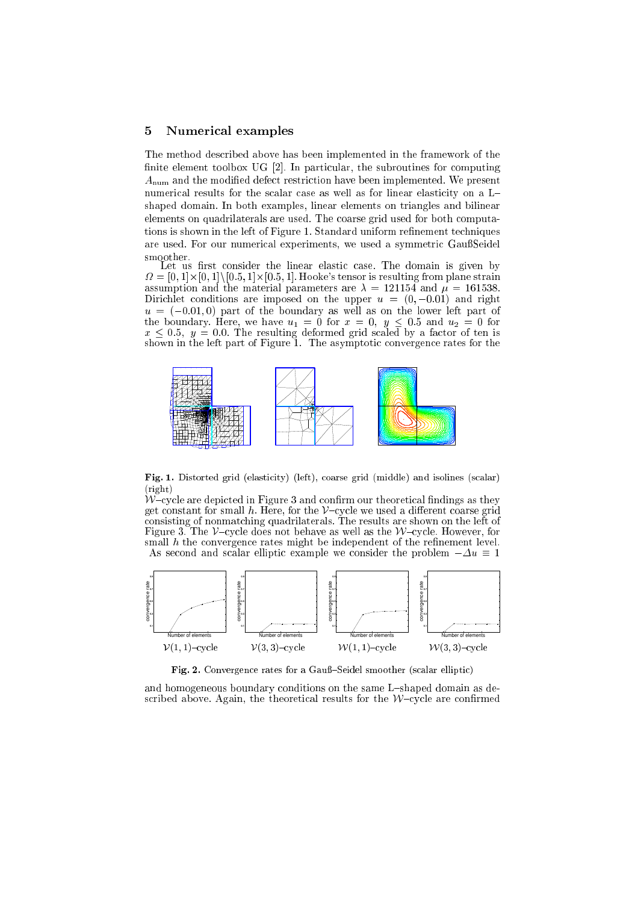## 5 Numerical examples

The method described above has been implemented in the framework of the finite element toolbox UG [2]. In particular, the subroutines for computing $A_{\rm num}$ and the modified defect restriction have been implemented. We present numerical results for the scalar case as well as for linear elasticity on a L–shaped domain. In both examples, linear elements on triangles and bilinear elements on quadrilaterals are used. The coarse grid used for both computations is shown in the left of Figure 1. Standard uniform refinement techniques are used. For our numerical experiments, we used a symmetric GaußSeidel smoother.

Let us first consider the linear elastic case. The domain is given by $\Omega = [0,1]\times[0,1]\setminus[0.5,1]\times[0.5,1]$. Hooke's tensor is resulting from plane strain assumption and the material parameters are $\lambda = 121154$ and $\mu = 161538$. Dirichlet conditions are imposed on the upper $u = (0,-0.01)$ and right $u = (-0.01,0)$ part of the boundary as well as on the lower left part of the boundary. Here, we have $u_1 = 0$ for $x = 0,\ y \leq 0.5$ and $u_2 = 0$ for $x \leq 0.5,\ y = 0.0$. The resulting deformed grid scaled by a factor of ten is shown in the left part of Figure 1. The asymptotic convergence rates for the $\mathcal{W}$–cycle are depicted in Figure 3 and confirm our theoretical findings as they get constant for small $h$. Here, for the $\mathcal{V}$–cycle we used a different coarse grid consisting of nonmatching quadrilaterals. The results are shown on the left of Figure 3. The $\mathcal{V}$–cycle does not behave as well as the $\mathcal{W}$–cycle. However, for small $h$ the convergence rates might be independent of the refinement level.

**Fig. 1.** Distorted grid (elasticity) (left), coarse grid (middle) and isolines (scalar) (right)

As second and scalar elliptic example we consider the problem $-\Delta u \equiv 1$ and homogeneous boundary conditions on the same L–shaped domain as described above. Again, the theoretical results for the $\mathcal{W}$–cycle are confirmed

$\mathcal{V}(1,1)$–cycle $\quad$ $\mathcal{V}(3,3)$–cycle $\quad$ $\mathcal{W}(1,1)$–cycle $\quad$ $\mathcal{W}(3,3)$–cycle

**Fig. 2.** Convergence rates for a Gauß–Seidel smoother (scalar elliptic)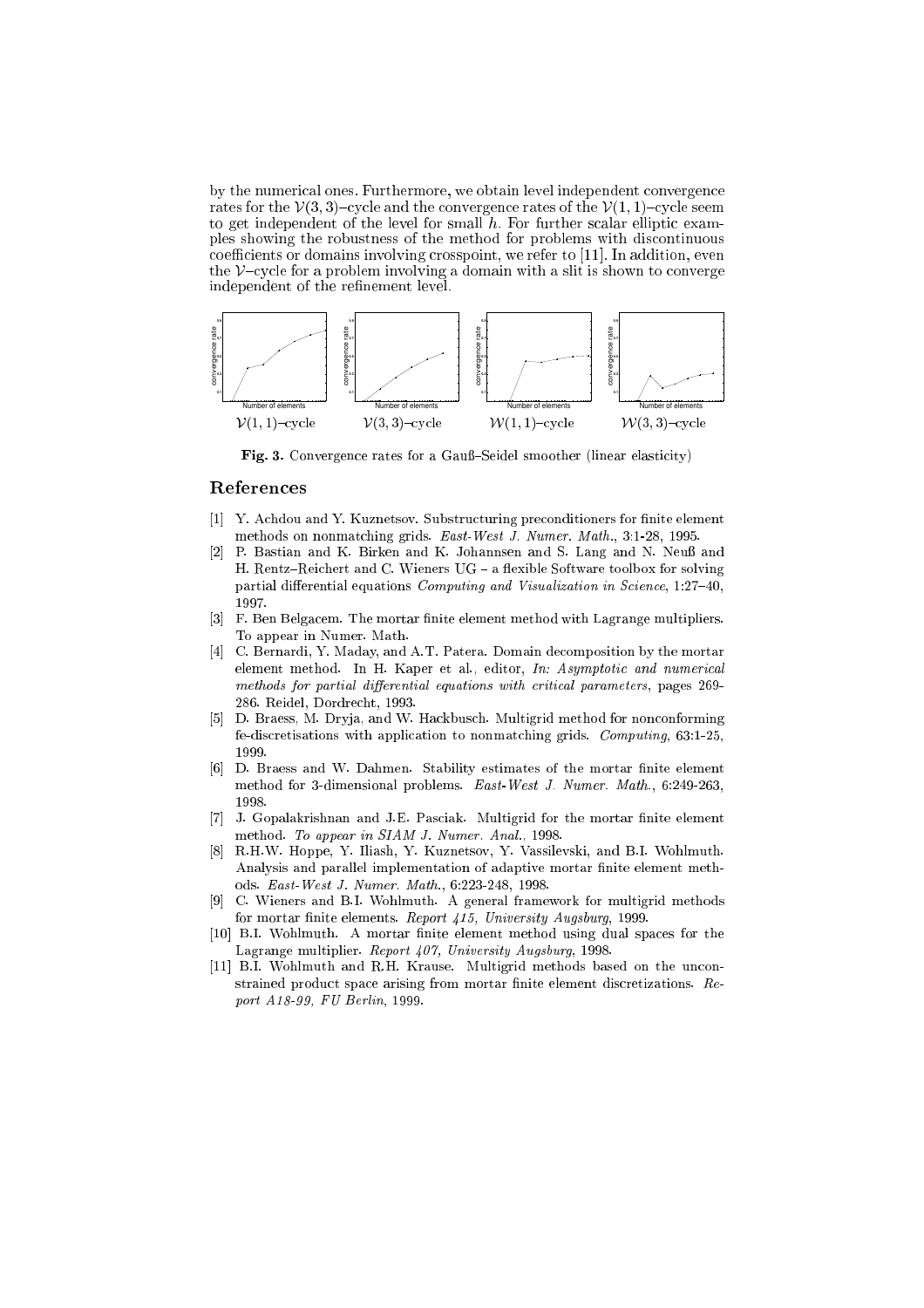by the numerical ones. Furthermore, we obtain level independent convergence rates for the $\mathcal{V}(3,3)$–cycle and the convergence rates of the $\mathcal{V}(1,1)$–cycle seem to get independent of the level for small $h$. For further scalar elliptic examples showing the robustness of the method for problems with discontinuous coefficients or domains involving crosspoint, we refer to [11]. In addition, even the $\mathcal{V}$–cycle for a problem involving a domain with a slit is shown to converge independent of the refinement level.

convergence rate

Number of elements

$\mathcal{V}(1,1)$–cycle

convergence rate

Number of elements

$\mathcal{V}(3,3)$–cycle

convergence rate

Number of elements

$\mathcal{W}(1,1)$–cycle

convergence rate

Number of elements

$\mathcal{W}(3,3)$–cycle

**Fig. 3.** Convergence rates for a Gauß–Seidel smoother (linear elasticity)

## References

[1] Y. Achdou and Y. Kuznetsov. Substructuring preconditioners for finite element methods on nonmatching grids. *East-West J. Numer. Math.*, 3:1-28, 1995.

[2] P. Bastian and K. Birken and K. Johannsen and S. Lang and N. Neuß and H. Rentz–Reichert and C. Wieners UG – a flexible Software toolbox for solving partial differential equations *Computing and Visualization in Science*, 1:27–40, 1997.

[3] F. Ben Belgacem. The mortar finite element method with Lagrange multipliers. To appear in Numer. Math.

[4] C. Bernardi, Y. Maday, and A.T. Patera. Domain decomposition by the mortar element method. In H. Kaper et al., editor, *In: Asymptotic and numerical methods for partial differential equations with critical parameters*, pages 269-286. Reidel, Dordrecht, 1993.

[5] D. Braess, M. Dryja, and W. Hackbusch. Multigrid method for nonconforming fe-discretisations with application to nonmatching grids. *Computing*, 63:1-25, 1999.

[6] D. Braess and W. Dahmen. Stability estimates of the mortar finite element method for 3-dimensional problems. *East-West J. Numer. Math.*, 6:249-263, 1998.

[7] J. Gopalakrishnan and J.E. Pasciak. Multigrid for the mortar finite element method. *To appear in SIAM J. Numer. Anal.*, 1998.

[8] R.H.W. Hoppe, Y. Iliash, Y. Kuznetsov, Y. Vassilevski, and B.I. Wohlmuth. Analysis and parallel implementation of adaptive mortar finite element methods. *East-West J. Numer. Math.*, 6:223-248, 1998.

[9] C. Wieners and B.I. Wohlmuth. A general framework for multigrid methods for mortar finite elements. *Report 415, University Augsburg*, 1999.

[10] B.I. Wohlmuth. A mortar finite element method using dual spaces for the Lagrange multiplier. *Report 407, University Augsburg*, 1998.

[11] B.I. Wohlmuth and R.H. Krause. Multigrid methods based on the unconstrained product space arising from mortar finite element discretizations. *Report A18-99, FU Berlin*, 1999.